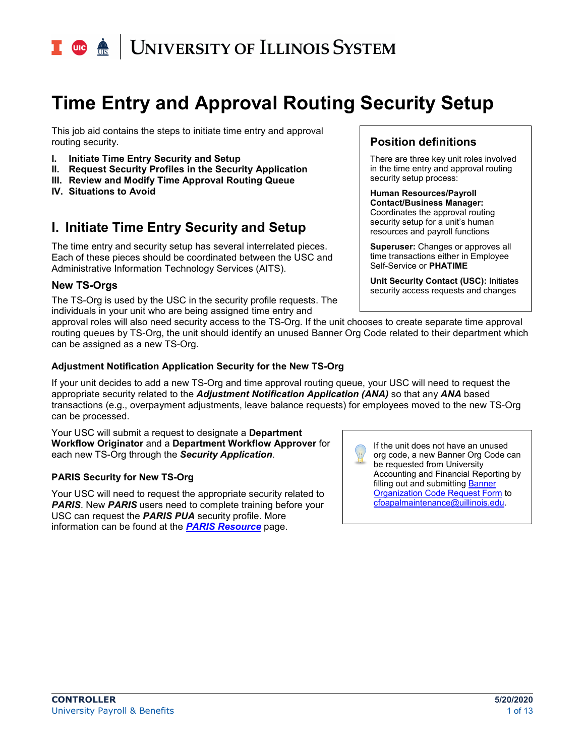# Time Entry and Approval Routing Security Setup

This job aid contains the steps to initiate time entry and approval routing security.

I. **Initiate Time Entry Security and Setup**
II. **Request Security Profiles in the Security Application**
III. **Review and Modify Time Approval Routing Queue**
IV. **Situations to Avoid**

> ### Position definitions
>
> There are three key unit roles involved in the time entry and approval routing security setup process:
>
> **Human Resources/Payroll Contact/Business Manager:** Coordinates the approval routing security setup for a unit's human resources and payroll functions
>
> **Superuser:** Changes or approves all time transactions either in Employee Self-Service or **PHATIME**
>
> **Unit Security Contact (USC):** Initiates security access requests and changes

## I. Initiate Time Entry Security and Setup

The time entry and security setup has several interrelated pieces. Each of these pieces should be coordinated between the USC and Administrative Information Technology Services (AITS).

### New TS-Orgs

The TS-Org is used by the USC in the security profile requests. The individuals in your unit who are being assigned time entry and approval roles will also need security access to the TS-Org. If the unit chooses to create separate time approval routing queues by TS-Org, the unit should identify an unused Banner Org Code related to their department which can be assigned as a new TS-Org.

#### Adjustment Notification Application Security for the New TS-Org

If your unit decides to add a new TS-Org and time approval routing queue, your USC will need to request the appropriate security related to the ***Adjustment Notification Application (ANA)*** so that any ***ANA*** based transactions (e.g., overpayment adjustments, leave balance requests) for employees moved to the new TS-Org can be processed.

Your USC will submit a request to designate a **Department Workflow Originator** and a **Department Workflow Approver** for each new TS-Org through the ***Security Application***.

> If the unit does not have an unused org code, a new Banner Org Code can be requested from University Accounting and Financial Reporting by filling out and submitting Banner Organization Code Request Form to cfoapalmaintenance@uillinois.edu.

#### PARIS Security for New TS-Org

Your USC will need to request the appropriate security related to ***PARIS***. New ***PARIS*** users need to complete training before your USC can request the ***PARIS PUA*** security profile. More information can be found at the ***PARIS Resource*** page.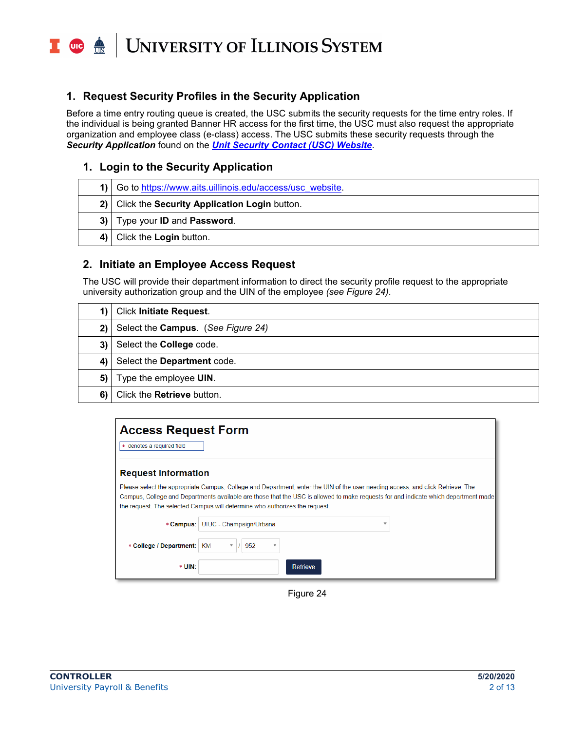## 1. Request Security Profiles in the Security Application

Before a time entry routing queue is created, the USC submits the security requests for the time entry roles. If the individual is being granted Banner HR access for the first time, the USC must also request the appropriate organization and employee class (e-class) access. The USC submits these security requests through the ***Security Application*** found on the ***Unit Security Contact (USC) Website***.

### 1. Login to the Security Application

| | |
|---|---|
| **1)** | Go to https://www.aits.uillinois.edu/access/usc_website. |
| **2)** | Click the **Security Application Login** button. |
| **3)** | Type your **ID** and **Password**. |
| **4)** | Click the **Login** button. |

### 2. Initiate an Employee Access Request

The USC will provide their department information to direct the security profile request to the appropriate university authorization group and the UIN of the employee *(see Figure 24)*.

| | |
|---|---|
| **1)** | Click **Initiate Request**. |
| **2)** | Select the **Campus**. *(See Figure 24)* |
| **3)** | Select the **College** code. |
| **4)** | Select the **Department** code. |
| **5)** | Type the employee **UIN**. |
| **6)** | Click the **Retrieve** button. |

**Access Request Form**

* denotes a required field

**Request Information**

Please select the appropriate Campus, College and Department, enter the UIN of the user needing access, and click Retrieve. The Campus, College and Departments available are those that the USC is allowed to make requests for and indicate which department made the request. The selected Campus will determine who authorizes the request.

* Campus: UIUC - Champaign/Urbana

* College / Department: KM / 952

* UIN: [ ] Retrieve

Figure 24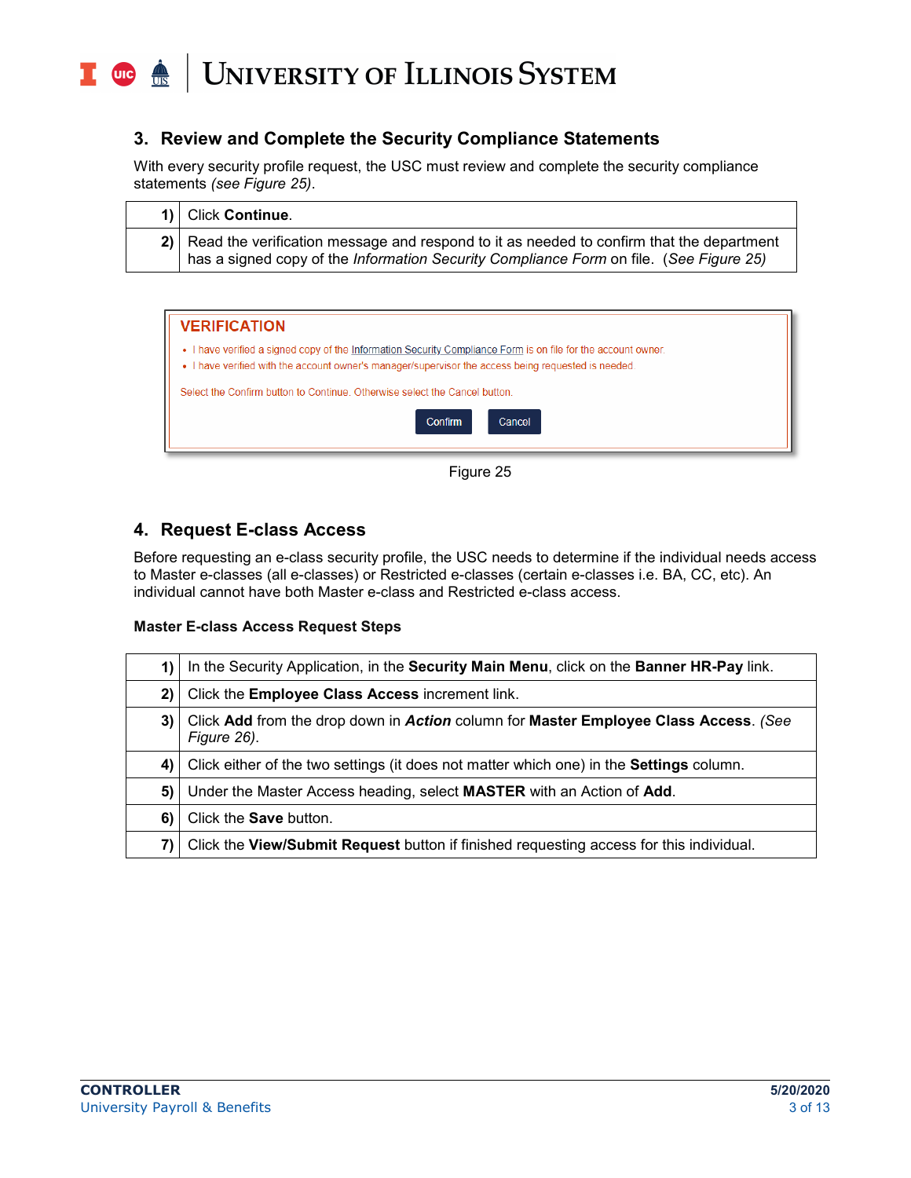## 3. Review and Complete the Security Compliance Statements

With every security profile request, the USC must review and complete the security compliance statements *(see Figure 25)*.

| | |
|---|---|
| **1)** | Click **Continue**. |
| **2)** | Read the verification message and respond to it as needed to confirm that the department has a signed copy of the *Information Security Compliance Form* on file. (*See Figure 25)* |

VERIFICATION

- I have verified a signed copy of the Information Security Compliance Form is on file for the account owner.
- I have verified with the account owner's manager/supervisor the access being requested is needed

Select the Confirm button to Continue. Otherwise select the Cancel button.

Confirm Cancel

Figure 25

## 4. Request E-class Access

Before requesting an e-class security profile, the USC needs to determine if the individual needs access to Master e-classes (all e-classes) or Restricted e-classes (certain e-classes i.e. BA, CC, etc). An individual cannot have both Master e-class and Restricted e-class access.

**Master E-class Access Request Steps**

| | |
|---|---|
| **1)** | In the Security Application, in the **Security Main Menu**, click on the **Banner HR-Pay** link. |
| **2)** | Click the **Employee Class Access** increment link. |
| **3)** | Click **Add** from the drop down in ***Action*** column for **Master Employee Class Access**. *(See Figure 26)*. |
| **4)** | Click either of the two settings (it does not matter which one) in the **Settings** column. |
| **5)** | Under the Master Access heading, select **MASTER** with an Action of **Add**. |
| **6)** | Click the **Save** button. |
| **7)** | Click the **View/Submit Request** button if finished requesting access for this individual. |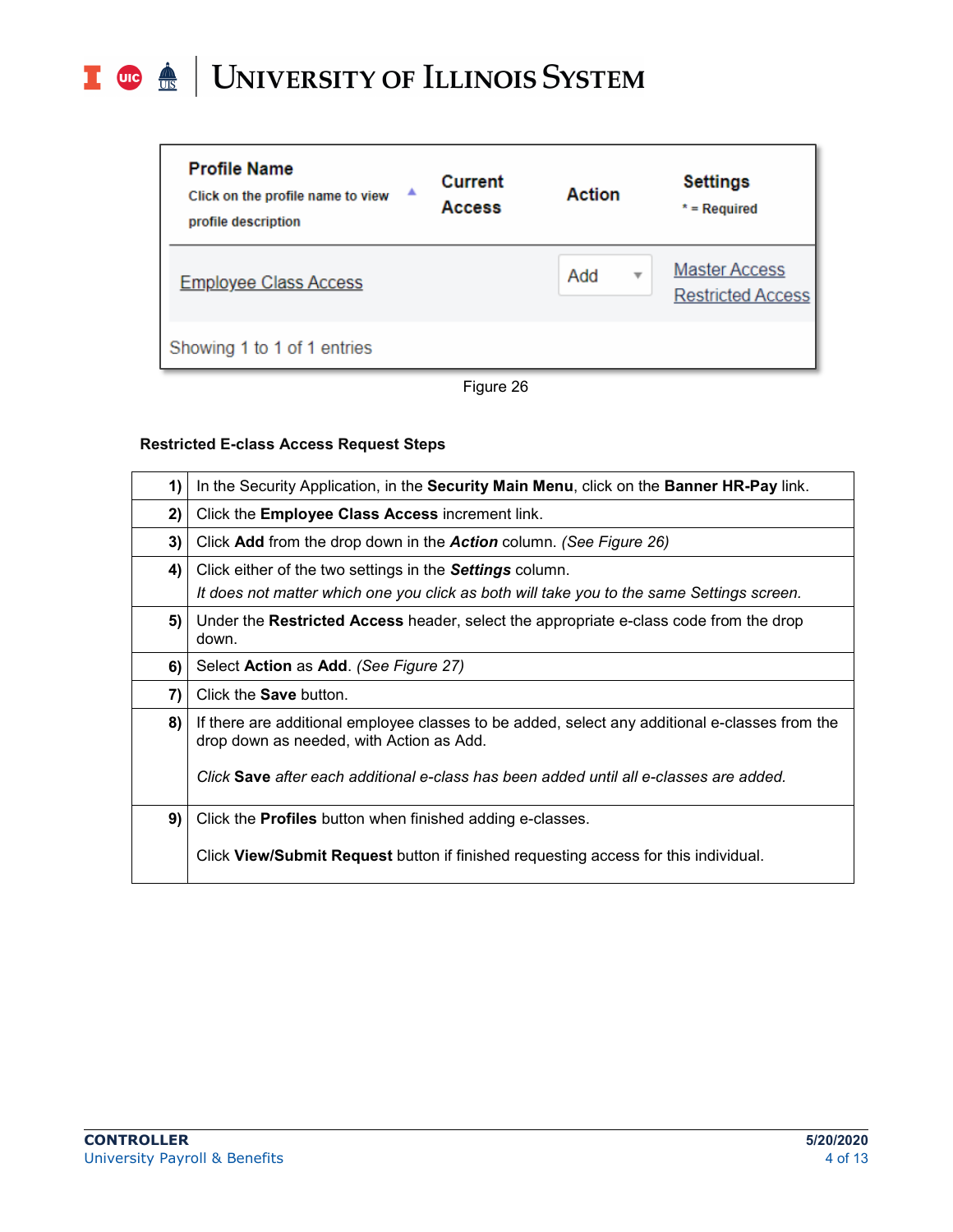| Profile Name<br>Click on the profile name to view profile description | Current Access | Action | Settings<br>* = Required |
|---|---|---|---|
| Employee Class Access | | Add | Master Access<br>Restricted Access |

Showing 1 to 1 of 1 entries

Figure 26

**Restricted E-class Access Request Steps**

| | |
|---|---|
| **1)** | In the Security Application, in the **Security Main Menu**, click on the **Banner HR-Pay** link. |
| **2)** | Click the **Employee Class Access** increment link. |
| **3)** | Click **Add** from the drop down in the ***Action*** column. *(See Figure 26)* |
| **4)** | Click either of the two settings in the ***Settings*** column.<br>*It does not matter which one you click as both will take you to the same Settings screen.* |
| **5)** | Under the **Restricted Access** header, select the appropriate e-class code from the drop down. |
| **6)** | Select **Action** as **Add**. *(See Figure 27)* |
| **7)** | Click the **Save** button. |
| **8)** | If there are additional employee classes to be added, select any additional e-classes from the drop down as needed, with Action as Add.<br><br>*Click* ***Save*** *after each additional e-class has been added until all e-classes are added.* |
| **9)** | Click the **Profiles** button when finished adding e-classes.<br><br>Click **View/Submit Request** button if finished requesting access for this individual. |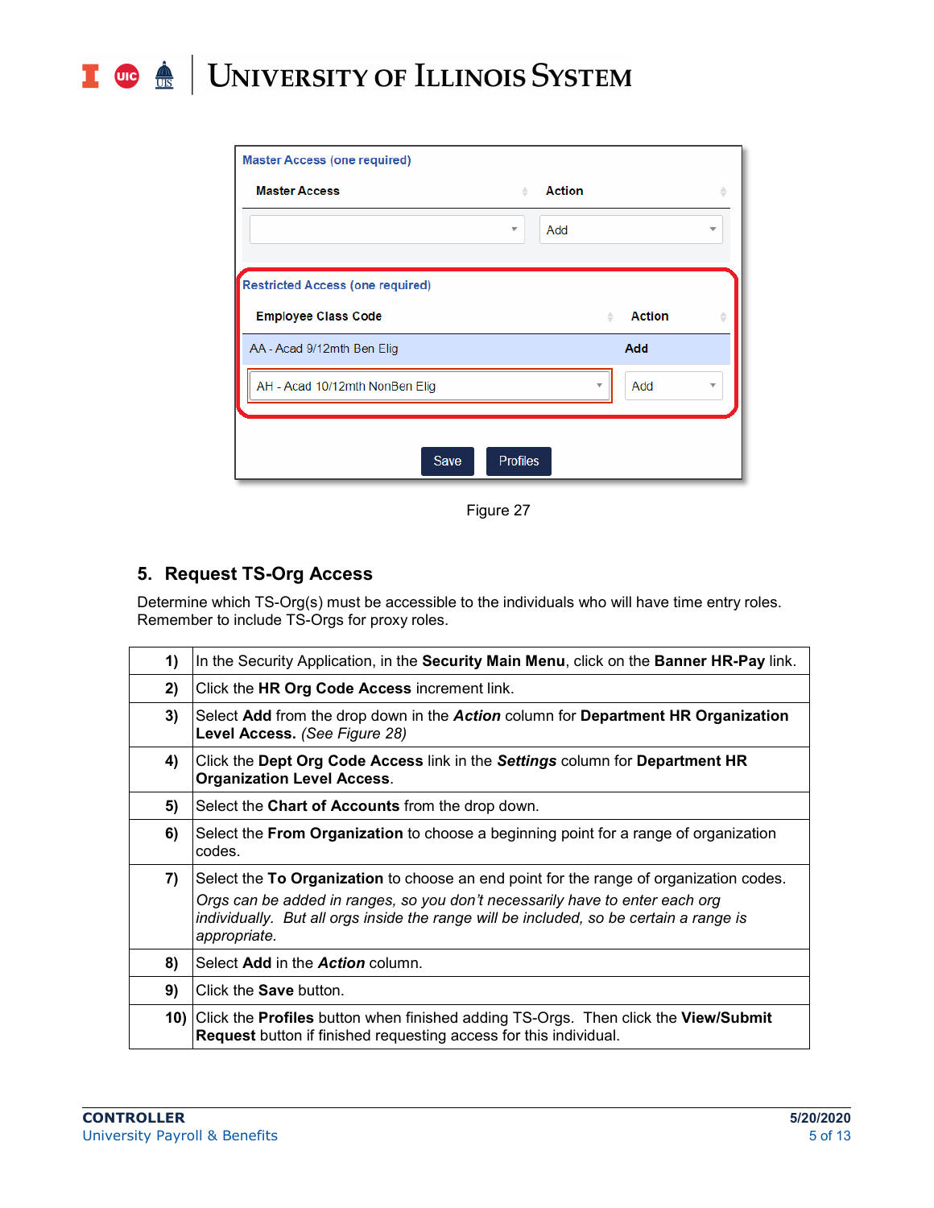Figure 27

## 5. Request TS-Org Access

Determine which TS-Org(s) must be accessible to the individuals who will have time entry roles. Remember to include TS-Orgs for proxy roles.

| | |
|---|---|
| 1) | In the Security Application, in the **Security Main Menu**, click on the **Banner HR-Pay** link. |
| 2) | Click the **HR Org Code Access** increment link. |
| 3) | Select **Add** from the drop down in the ***Action*** column for **Department HR Organization Level Access.** *(See Figure 28)* |
| 4) | Click the **Dept Org Code Access** link in the ***Settings*** column for **Department HR Organization Level Access**. |
| 5) | Select the **Chart of Accounts** from the drop down. |
| 6) | Select the **From Organization** to choose a beginning point for a range of organization codes. |
| 7) | Select the **To Organization** to choose an end point for the range of organization codes. *Orgs can be added in ranges, so you don't necessarily have to enter each org individually. But all orgs inside the range will be included, so be certain a range is appropriate.* |
| 8) | Select **Add** in the ***Action*** column. |
| 9) | Click the **Save** button. |
| 10) | Click the **Profiles** button when finished adding TS-Orgs. Then click the **View/Submit Request** button if finished requesting access for this individual. |

**CONTROLLER**
University Payroll & Benefits

5/20/2020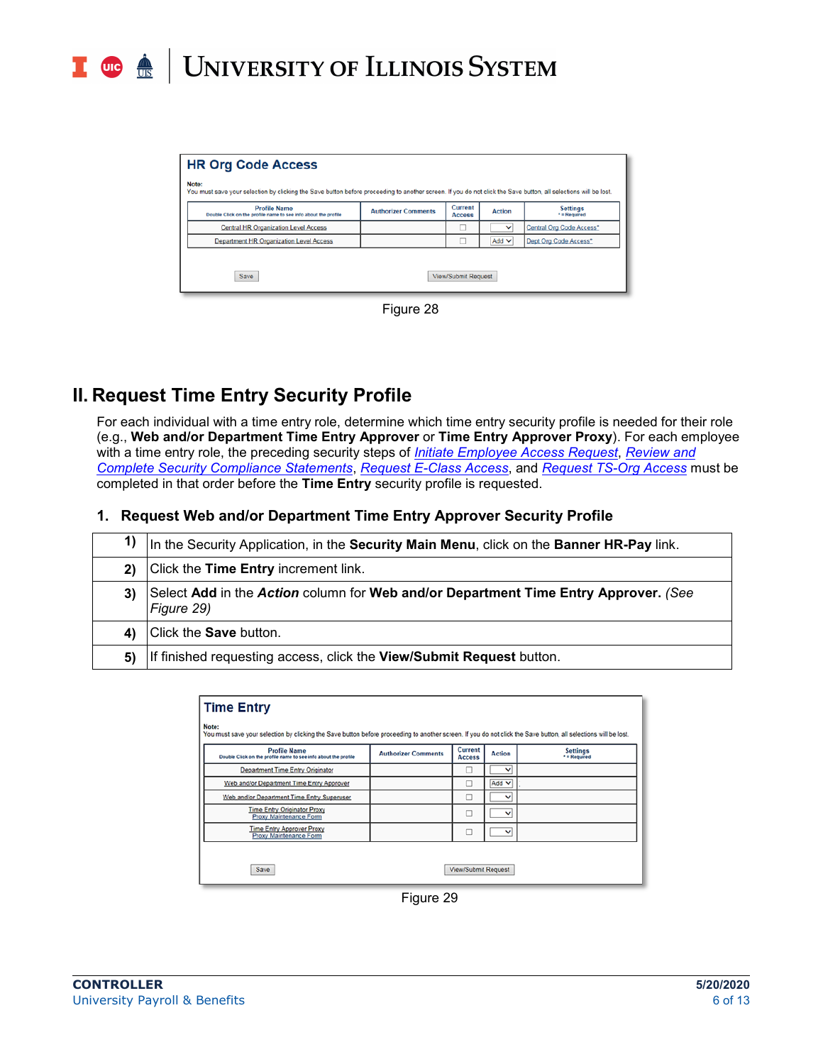**HR Org Code Access**

**Note:**
You must save your selection by clicking the Save button before proceeding to another screen. If you do not click the Save button, all selections will be lost.

| Profile Name (Double Click on the profile name to see info about the profile) | Authorizer Comments | Current Access | Action | Settings (* = Required) |
|---|---|---|---|---|
| Central HR Organization Level Access | | ☐ | | Central Org Code Access* |
| Department HR Organization Level Access | | ☐ | Add | Dept Org Code Access* |

Save | View/Submit Request

Figure 28

## II. Request Time Entry Security Profile

For each individual with a time entry role, determine which time entry security profile is needed for their role (e.g., **Web and/or Department Time Entry Approver** or **Time Entry Approver Proxy**). For each employee with a time entry role, the preceding security steps of *Initiate Employee Access Request*, *Review and Complete Security Compliance Statements*, *Request E-Class Access*, and *Request TS-Org Access* must be completed in that order before the **Time Entry** security profile is requested.

### 1. Request Web and/or Department Time Entry Approver Security Profile

| | |
|---|---|
| **1)** | In the Security Application, in the **Security Main Menu**, click on the **Banner HR-Pay** link. |
| **2)** | Click the **Time Entry** increment link. |
| **3)** | Select **Add** in the ***Action*** column for **Web and/or Department Time Entry Approver.** *(See Figure 29)* |
| **4)** | Click the **Save** button. |
| **5)** | If finished requesting access, click the **View/Submit Request** button. |

**Time Entry**

**Note:**
You must save your selection by clicking the Save button before proceeding to another screen. If you do not click the Save button, all selections will be lost.

| Profile Name (Double Click on the profile name to see info about the profile) | Authorizer Comments | Current Access | Action | Settings (* = Required) |
|---|---|---|---|---|
| Department Time Entry Originator | | ☐ | | |
| Web and/or Department Time Entry Approver | | ☐ | Add | |
| Web and/or Department Time Entry Superuser | | ☐ | | |
| Time Entry Originator Proxy / Proxy Maintenance Form | | ☐ | | |
| Time Entry Approver Proxy / Proxy Maintenance Form | | ☐ | | |

Save | View/Submit Request

Figure 29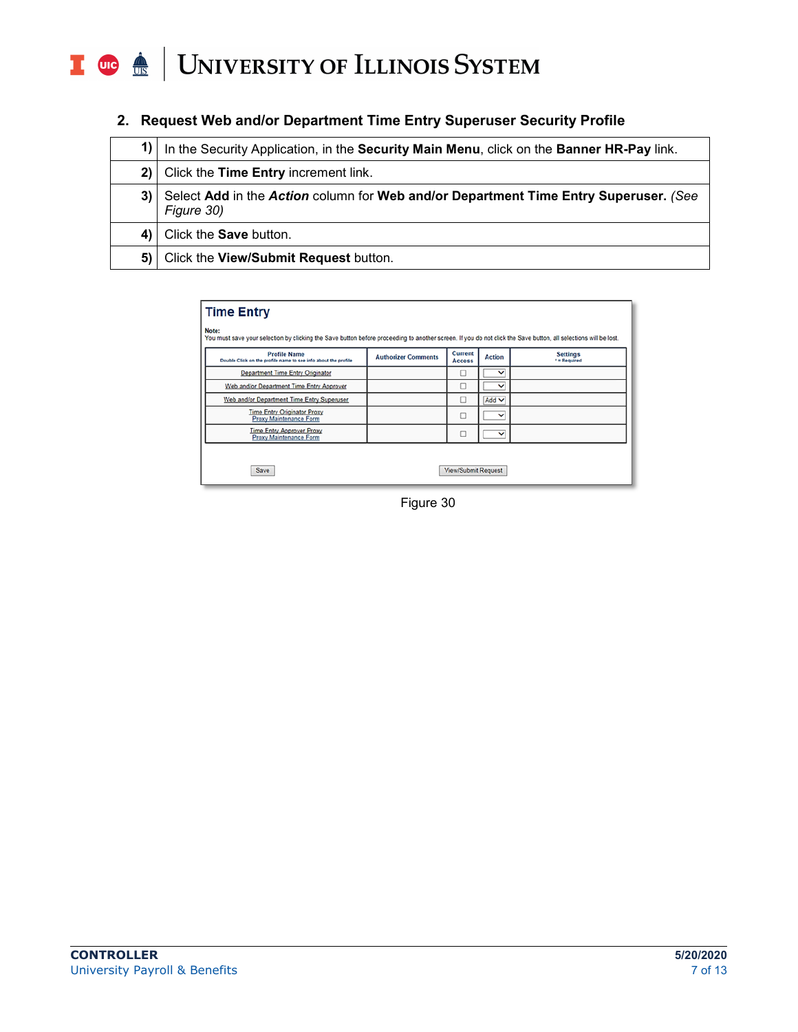## 2. Request Web and/or Department Time Entry Superuser Security Profile

| | |
|---|---|
| **1)** | In the Security Application, in the **Security Main Menu**, click on the **Banner HR-Pay** link. |
| **2)** | Click the **Time Entry** increment link. |
| **3)** | Select **Add** in the ***Action*** column for **Web and/or Department Time Entry Superuser.** *(See Figure 30)* |
| **4)** | Click the **Save** button. |
| **5)** | Click the **View/Submit Request** button. |

**Time Entry**

**Note:**
You must save your selection by clicking the Save button before proceeding to another screen. If you do not click the Save button, all selections will be lost.

| Profile Name<br>Double Click on the profile name to see info about the profile | Authorizer Comments | Current Access | Action | Settings<br>* = Required |
|---|---|---|---|---|
| Department Time Entry Originator | | ☐ | | |
| Web and/or Department Time Entry Approver | | ☐ | | |
| Web and/or Department Time Entry Superuser | | ☐ | Add | |
| Time Entry Originator Proxy<br>Proxy Maintenance Form | | ☐ | | |
| Time Entry Approver Proxy<br>Proxy Maintenance Form | | ☐ | | |

Save &nbsp;&nbsp;&nbsp; View/Submit Request

Figure 30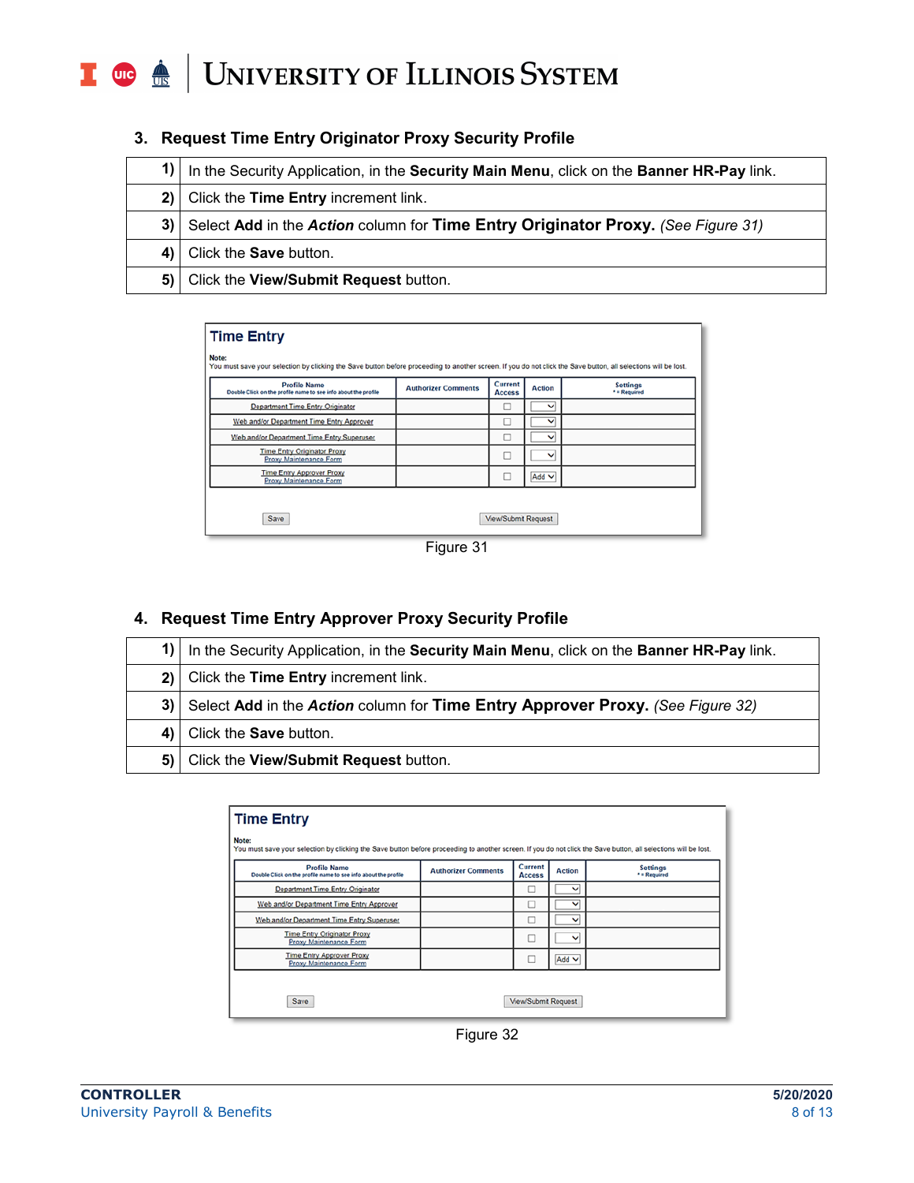### 3. Request Time Entry Originator Proxy Security Profile

| | |
|---|---|
| **1)** | In the Security Application, in the **Security Main Menu**, click on the **Banner HR-Pay** link. |
| **2)** | Click the **Time Entry** increment link. |
| **3)** | Select **Add** in the ***Action*** column for **Time Entry Originator Proxy.** *(See Figure 31)* |
| **4)** | Click the **Save** button. |
| **5)** | Click the **View/Submit Request** button. |

**Time Entry**

**Note:**
You must save your selection by clicking the Save button before proceeding to another screen. If you do not click the Save button, all selections will be lost.

| Profile Name (Double Click on the profile name to see info about the profile) | Authorizer Comments | Current Access | Action | Settings (* = Required) |
|---|---|---|---|---|
| Department Time Entry Originator | | ☐ | | |
| Web and/or Department Time Entry Approver | | ☐ | | |
| Web and/or Department Time Entry Superuser | | ☐ | | |
| Time Entry Originator Proxy / Proxy Maintenance Form | | ☐ | | |
| Time Entry Approver Proxy / Proxy Maintenance Form | | ☐ | Add | |

Save    View/Submit Request

Figure 31

### 4. Request Time Entry Approver Proxy Security Profile

| | |
|---|---|
| **1)** | In the Security Application, in the **Security Main Menu**, click on the **Banner HR-Pay** link. |
| **2)** | Click the **Time Entry** increment link. |
| **3)** | Select **Add** in the ***Action*** column for **Time Entry Approver Proxy.** *(See Figure 32)* |
| **4)** | Click the **Save** button. |
| **5)** | Click the **View/Submit Request** button. |

**Time Entry**

**Note:**
You must save your selection by clicking the Save button before proceeding to another screen. If you do not click the Save button, all selections will be lost.

| Profile Name (Double Click on the profile name to see info about the profile) | Authorizer Comments | Current Access | Action | Settings (* = Required) |
|---|---|---|---|---|
| Department Time Entry Originator | | ☐ | | |
| Web and/or Department Time Entry Approver | | ☐ | | |
| Web and/or Department Time Entry Superuser | | ☐ | | |
| Time Entry Originator Proxy / Proxy Maintenance Form | | ☐ | | |
| Time Entry Approver Proxy / Proxy Maintenance Form | | ☐ | Add | |

Save    View/Submit Request

Figure 32

**CONTROLLER**
University Payroll & Benefits

5/20/2020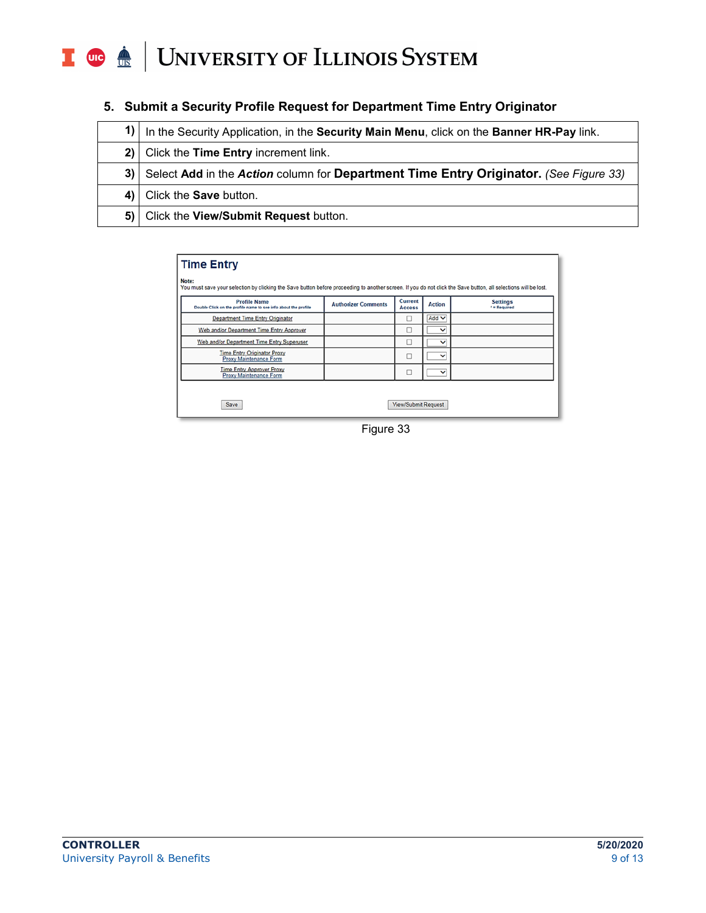## 5. Submit a Security Profile Request for Department Time Entry Originator

| | |
|---|---|
| **1)** | In the Security Application, in the **Security Main Menu**, click on the **Banner HR-Pay** link. |
| **2)** | Click the **Time Entry** increment link. |
| **3)** | Select **Add** in the ***Action*** column for **Department Time Entry Originator.** *(See Figure 33)* |
| **4)** | Click the **Save** button. |
| **5)** | Click the **View/Submit Request** button. |

**Time Entry**

**Note:**
You must save your selection by clicking the Save button before proceeding to another screen. If you do not click the Save button, all selections will be lost.

| Profile Name<br>Double Click on the profile name to see info about the profile | Authorizer Comments | Current Access | Action | Settings<br>* = Required |
|---|---|---|---|---|
| Department Time Entry Originator | | ☐ | Add | |
| Web and/or Department Time Entry Approver | | ☐ | | |
| Web and/or Department Time Entry Superuser | | ☐ | | |
| Time Entry Originator Proxy<br>Proxy Maintenance Form | | ☐ | | |
| Time Entry Approver Proxy<br>Proxy Maintenance Form | | ☐ | | |

Save    View/Submit Request

Figure 33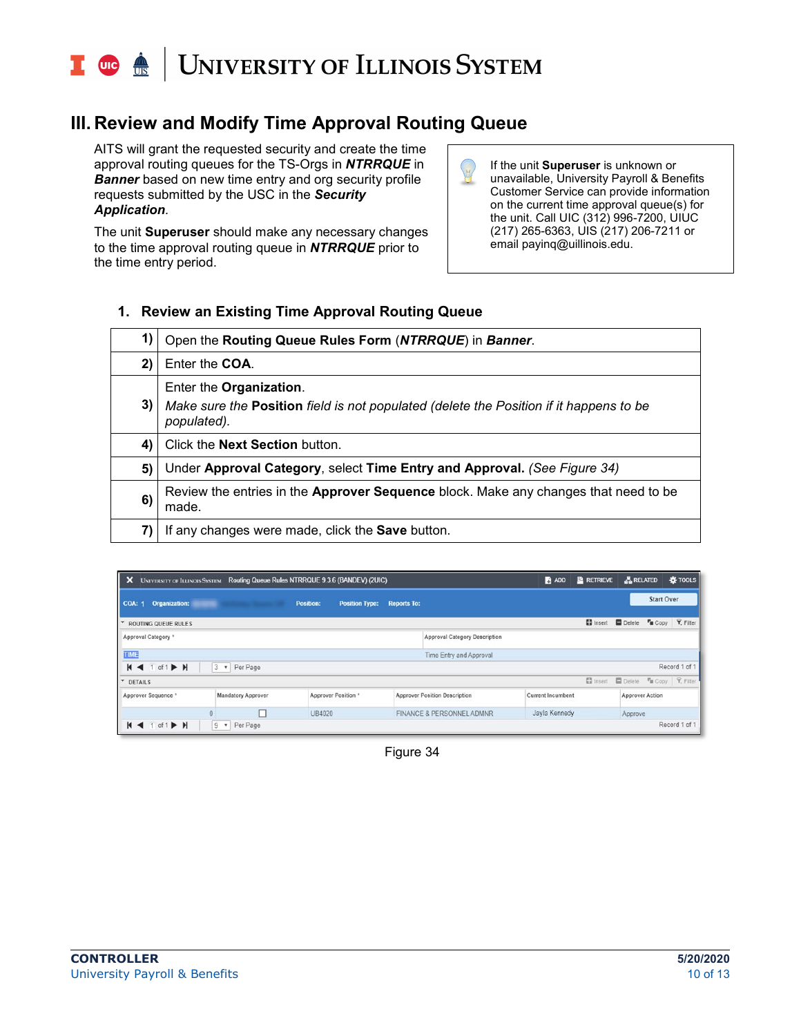## III. Review and Modify Time Approval Routing Queue

AITS will grant the requested security and create the time approval routing queues for the TS-Orgs in ***NTRRQUE*** in ***Banner*** based on new time entry and org security profile requests submitted by the USC in the ***Security Application***.

The unit **Superuser** should make any necessary changes to the time approval routing queue in ***NTRRQUE*** prior to the time entry period.

> If the unit **Superuser** is unknown or unavailable, University Payroll & Benefits Customer Service can provide information on the current time approval queue(s) for the unit. Call UIC (312) 996-7200, UIUC (217) 265-6363, UIS (217) 206-7211 or email payinq@uillinois.edu.

### 1. Review an Existing Time Approval Routing Queue

| | |
|---|---|
| 1) | Open the **Routing Queue Rules Form** (***NTRRQUE***) in ***Banner***. |
| 2) | Enter the **COA**. |
| 3) | Enter the **Organization**. *Make sure the* ***Position*** *field is not populated (delete the Position if it happens to be populated).* |
| 4) | Click the **Next Section** button. |
| 5) | Under **Approval Category**, select **Time Entry and Approval.** *(See Figure 34)* |
| 6) | Review the entries in the **Approver Sequence** block. Make any changes that need to be made. |
| 7) | If any changes were made, click the **Save** button. |

Figure 34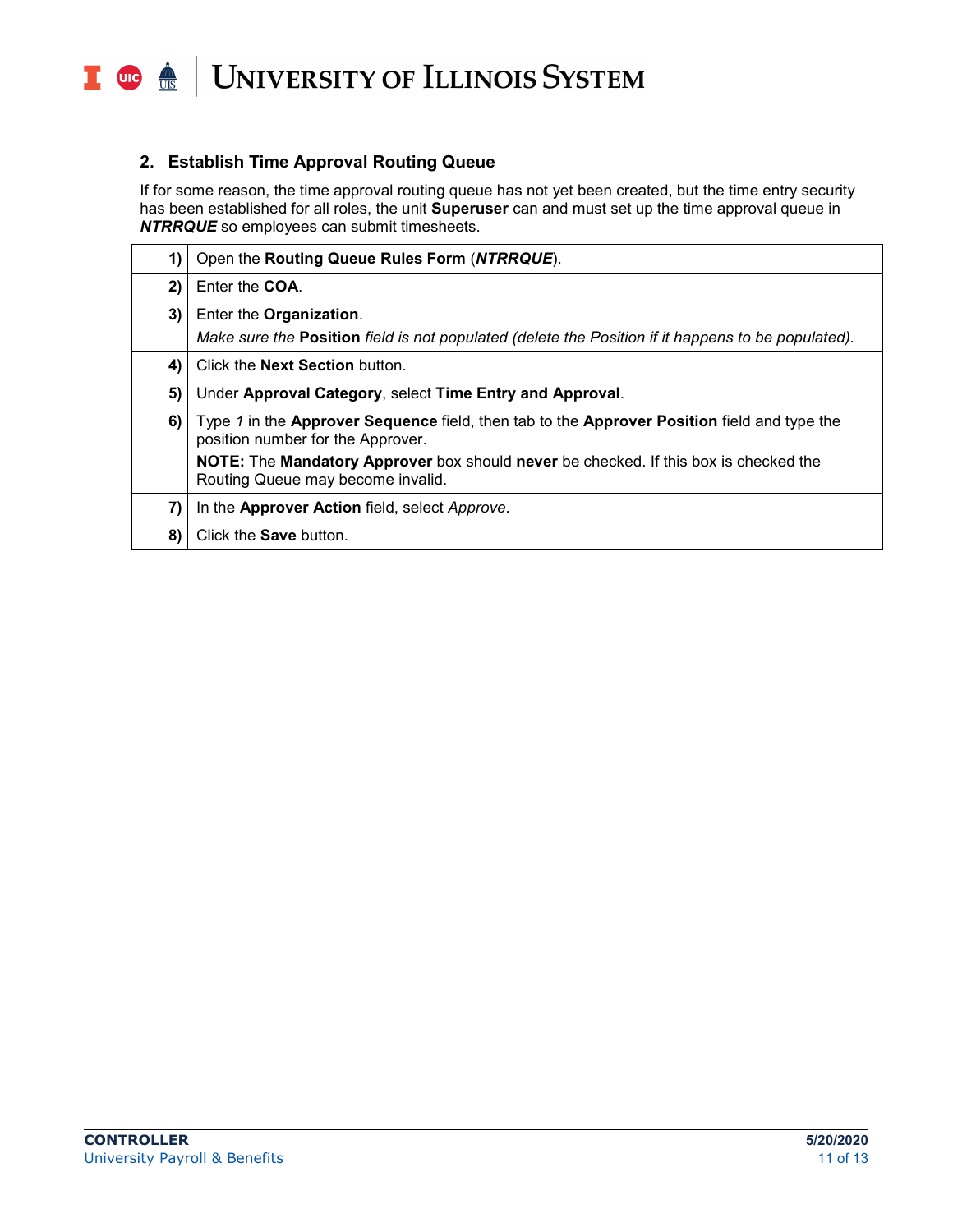## 2. Establish Time Approval Routing Queue

If for some reason, the time approval routing queue has not yet been created, but the time entry security has been established for all roles, the unit **Superuser** can and must set up the time approval queue in ***NTRRQUE*** so employees can submit timesheets.

| | |
|---|---|
| **1)** | Open the **Routing Queue Rules Form** (***NTRRQUE***). |
| **2)** | Enter the **COA**. |
| **3)** | Enter the **Organization**.<br>*Make sure the* **Position** *field is not populated (delete the Position if it happens to be populated).* |
| **4)** | Click the **Next Section** button. |
| **5)** | Under **Approval Category**, select **Time Entry and Approval**. |
| **6)** | Type *1* in the **Approver Sequence** field, then tab to the **Approver Position** field and type the position number for the Approver.<br>**NOTE:** The **Mandatory Approver** box should **never** be checked. If this box is checked the Routing Queue may become invalid. |
| **7)** | In the **Approver Action** field, select *Approve*. |
| **8)** | Click the **Save** button. |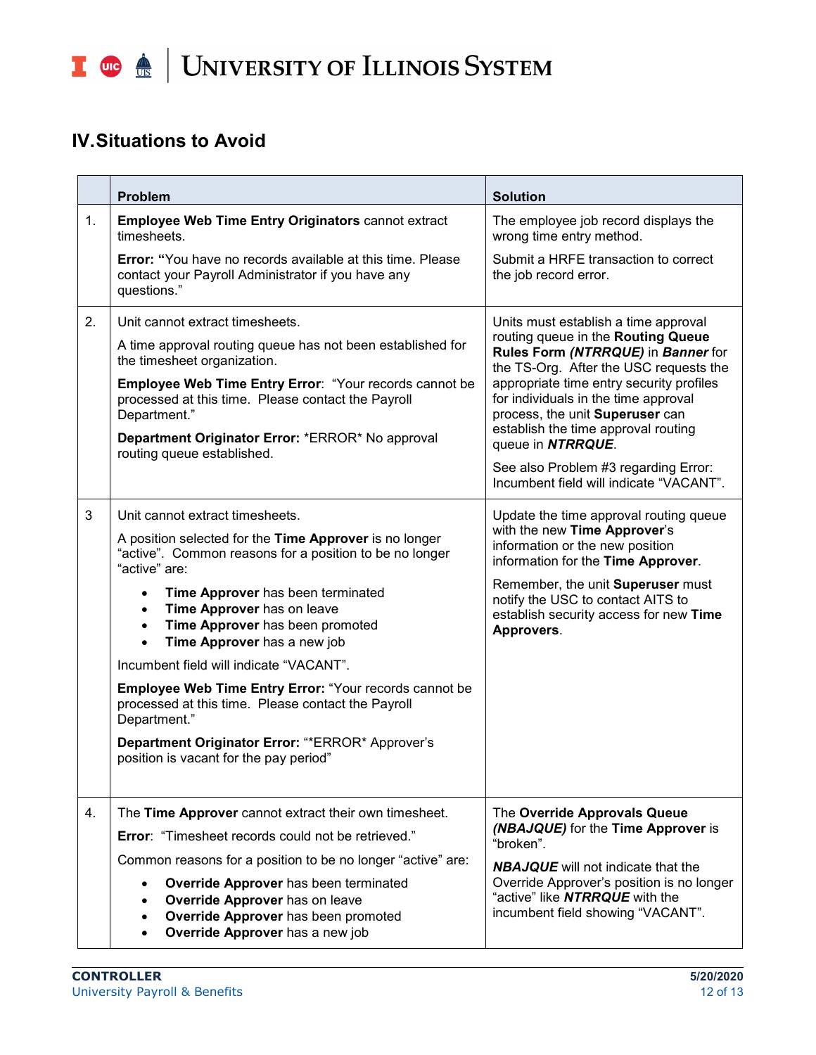## IV. Situations to Avoid

| | Problem | Solution |
|---|---|---|
| 1. | **Employee Web Time Entry Originators** cannot extract timesheets.<br><br>**Error: "**You have no records available at this time. Please contact your Payroll Administrator if you have any questions." | The employee job record displays the wrong time entry method.<br><br>Submit a HRFE transaction to correct the job record error. |
| 2. | Unit cannot extract timesheets.<br><br>A time approval routing queue has not been established for the timesheet organization.<br><br>**Employee Web Time Entry Error**: "Your records cannot be processed at this time. Please contact the Payroll Department."<br><br>**Department Originator Error:** *ERROR* No approval routing queue established. | Units must establish a time approval routing queue in the **Routing Queue Rules Form *(NTRRQUE)*** in ***Banner*** for the TS-Org. After the USC requests the appropriate time entry security profiles for individuals in the time approval process, the unit **Superuser** can establish the time approval routing queue in ***NTRRQUE***.<br><br>See also Problem #3 regarding Error: Incumbent field will indicate "VACANT". |
| 3 | Unit cannot extract timesheets.<br><br>A position selected for the **Time Approver** is no longer "active". Common reasons for a position to be no longer "active" are:<br><br>• **Time Approver** has been terminated<br>• **Time Approver** has on leave<br>• **Time Approver** has been promoted<br>• **Time Approver** has a new job<br><br>Incumbent field will indicate "VACANT".<br><br>**Employee Web Time Entry Error:** "Your records cannot be processed at this time. Please contact the Payroll Department."<br><br>**Department Originator Error:** "*ERROR* Approver's position is vacant for the pay period" | Update the time approval routing queue with the new **Time Approver**'s information or the new position information for the **Time Approver**.<br><br>Remember, the unit **Superuser** must notify the USC to contact AITS to establish security access for new **Time Approvers**. |
| 4. | The **Time Approver** cannot extract their own timesheet.<br><br>**Error**: "Timesheet records could not be retrieved."<br><br>Common reasons for a position to be no longer "active" are:<br><br>• **Override Approver** has been terminated<br>• **Override Approver** has on leave<br>• **Override Approver** has been promoted<br>• **Override Approver** has a new job | The **Override Approvals Queue *(NBAJQUE)*** for the **Time Approver** is "broken".<br><br>***NBAJQUE*** will not indicate that the Override Approver's position is no longer "active" like ***NTRRQUE*** with the incumbent field showing "VACANT". |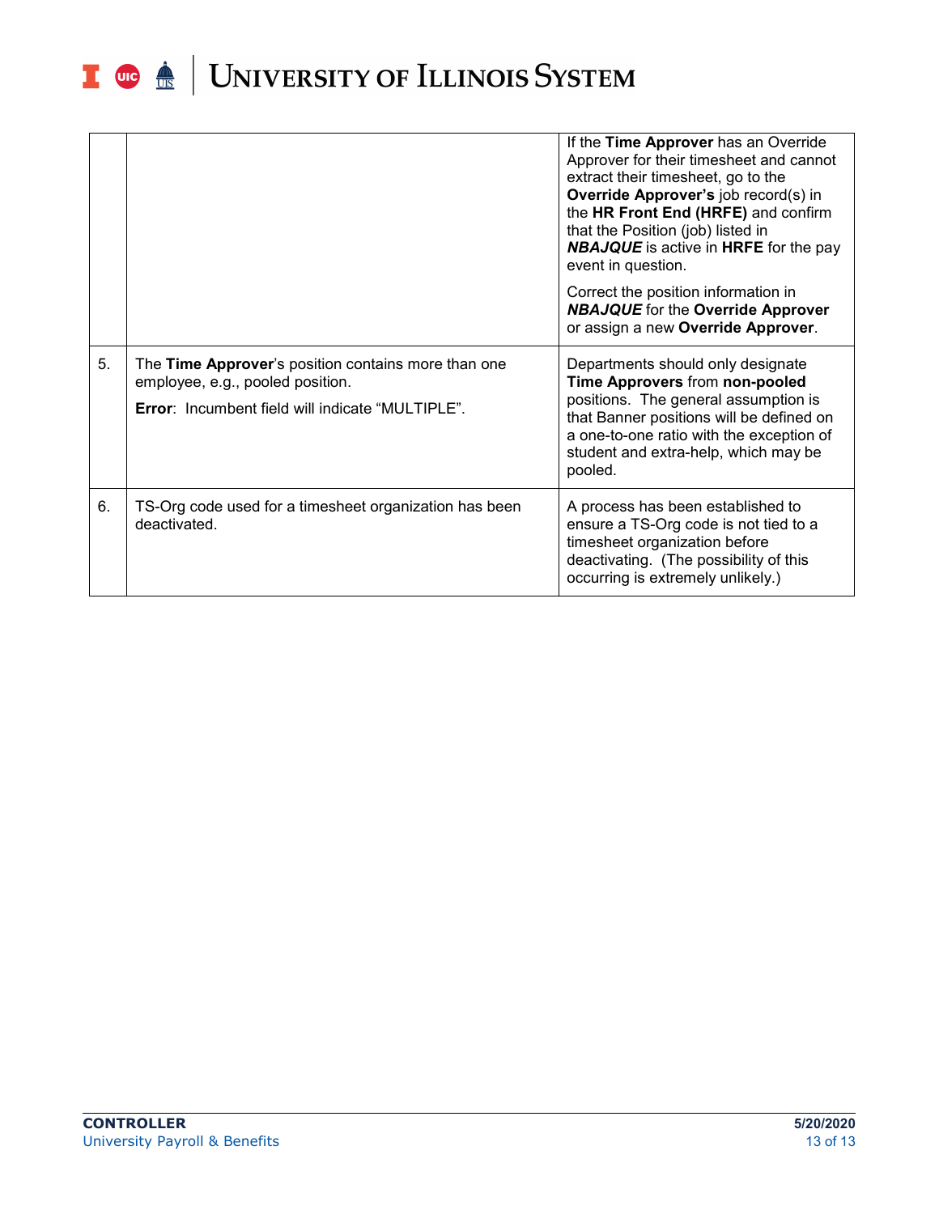| | | |
|---|---|---|
| | | If the **Time Approver** has an Override Approver for their timesheet and cannot extract their timesheet, go to the **Override Approver's** job record(s) in the **HR Front End (HRFE)** and confirm that the Position (job) listed in ***NBAJQUE*** is active in **HRFE** for the pay event in question.<br><br>Correct the position information in ***NBAJQUE*** for the **Override Approver** or assign a new **Override Approver**. |
| 5. | The **Time Approver**'s position contains more than one employee, e.g., pooled position.<br><br>**Error**: Incumbent field will indicate "MULTIPLE". | Departments should only designate **Time Approvers** from **non-pooled** positions. The general assumption is that Banner positions will be defined on a one-to-one ratio with the exception of student and extra-help, which may be pooled. |
| 6. | TS-Org code used for a timesheet organization has been deactivated. | A process has been established to ensure a TS-Org code is not tied to a timesheet organization before deactivating. (The possibility of this occurring is extremely unlikely.) |